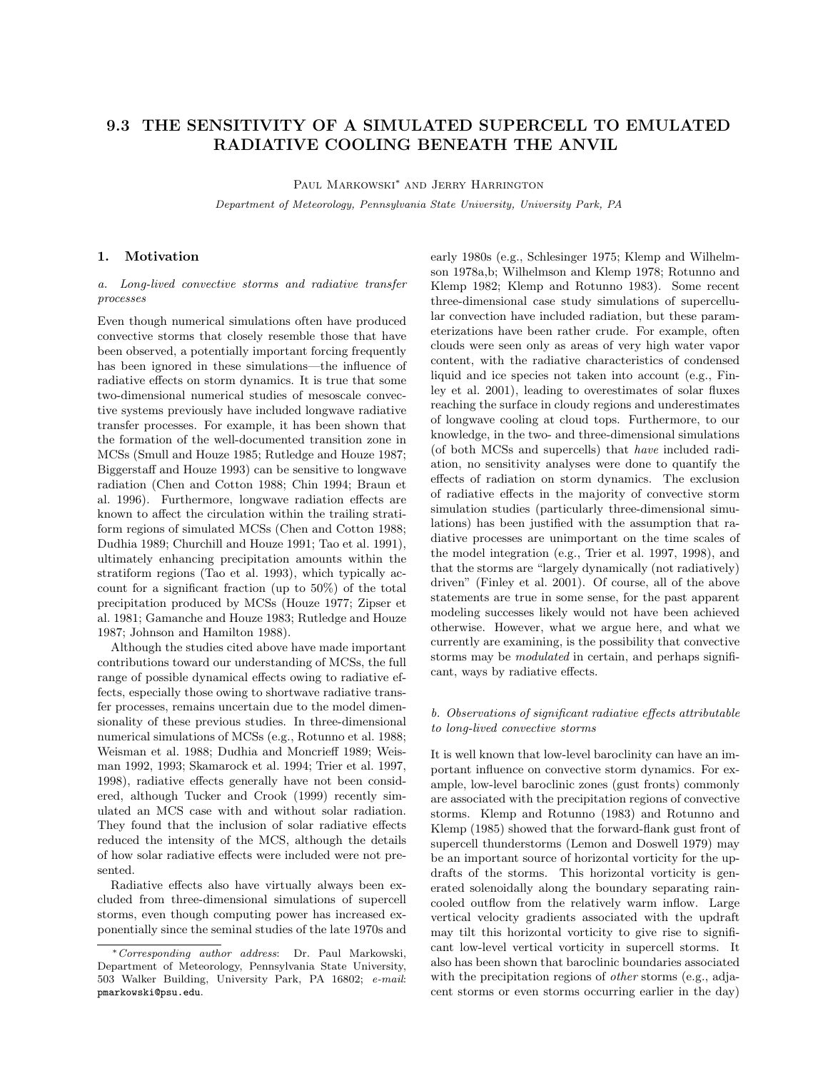# 9.3 THE SENSITIVITY OF A SIMULATED SUPERCELL TO EMULATED RADIATIVE COOLING BENEATH THE ANVIL

Paul Markowski* and Jerry Harrington

*Department of Meteorology, Pennsylvania State University, University Park, PA*

## 1. Motivation

### *a. Long-lived convective storms and radiative transfer processes*

Even though numerical simulations often have produced convective storms that closely resemble those that have been observed, a potentially important forcing frequently has been ignored in these simulations—the influence of radiative effects on storm dynamics. It is true that some two-dimensional numerical studies of mesoscale convective systems previously have included longwave radiative transfer processes. For example, it has been shown that the formation of the well-documented transition zone in MCSs (Smull and Houze 1985; Rutledge and Houze 1987; Biggerstaff and Houze 1993) can be sensitive to longwave radiation (Chen and Cotton 1988; Chin 1994; Braun et al. 1996). Furthermore, longwave radiation effects are known to affect the circulation within the trailing stratiform regions of simulated MCSs (Chen and Cotton 1988; Dudhia 1989; Churchill and Houze 1991; Tao et al. 1991), ultimately enhancing precipitation amounts within the stratiform regions (Tao et al. 1993), which typically account for a significant fraction (up to 50%) of the total precipitation produced by MCSs (Houze 1977; Zipser et al. 1981; Gamanche and Houze 1983; Rutledge and Houze 1987; Johnson and Hamilton 1988).

Although the studies cited above have made important contributions toward our understanding of MCSs, the full range of possible dynamical effects owing to radiative effects, especially those owing to shortwave radiative transfer processes, remains uncertain due to the model dimensionality of these previous studies. In three-dimensional numerical simulations of MCSs (e.g., Rotunno et al. 1988; Weisman et al. 1988; Dudhia and Moncrieff 1989; Weisman 1992, 1993; Skamarock et al. 1994; Trier et al. 1997, 1998), radiative effects generally have not been considered, although Tucker and Crook (1999) recently simulated an MCS case with and without solar radiation. They found that the inclusion of solar radiative effects reduced the intensity of the MCS, although the details of how solar radiative effects were included were not presented.

Radiative effects also have virtually always been excluded from three-dimensional simulations of supercell storms, even though computing power has increased exponentially since the seminal studies of the late 1970s and early 1980s (e.g., Schlesinger 1975; Klemp and Wilhelmson 1978a,b; Wilhelmson and Klemp 1978; Rotunno and Klemp 1982; Klemp and Rotunno 1983). Some recent three-dimensional case study simulations of supercellular convection have included radiation, but these parameterizations have been rather crude. For example, often clouds were seen only as areas of very high water vapor content, with the radiative characteristics of condensed liquid and ice species not taken into account (e.g., Finley et al. 2001), leading to overestimates of solar fluxes reaching the surface in cloudy regions and underestimates of longwave cooling at cloud tops. Furthermore, to our knowledge, in the two- and three-dimensional simulations (of both MCSs and supercells) that *have* included radiation, no sensitivity analyses were done to quantify the effects of radiation on storm dynamics. The exclusion of radiative effects in the majority of convective storm simulation studies (particularly three-dimensional simulations) has been justified with the assumption that radiative processes are unimportant on the time scales of the model integration (e.g., Trier et al. 1997, 1998), and that the storms are "largely dynamically (not radiatively) driven" (Finley et al. 2001). Of course, all of the above statements are true in some sense, for the past apparent modeling successes likely would not have been achieved otherwise. However, what we argue here, and what we currently are examining, is the possibility that convective storms may be *modulated* in certain, and perhaps significant, ways by radiative effects.

### *b. Observations of significant radiative effects attributable to long-lived convective storms*

It is well known that low-level baroclinity can have an important influence on convective storm dynamics. For example, low-level baroclinic zones (gust fronts) commonly are associated with the precipitation regions of convective storms. Klemp and Rotunno (1983) and Rotunno and Klemp (1985) showed that the forward-flank gust front of supercell thunderstorms (Lemon and Doswell 1979) may be an important source of horizontal vorticity for the updrafts of the storms. This horizontal vorticity is generated solenoidally along the boundary separating rain-cooled outflow from the relatively warm inflow. Large vertical velocity gradients associated with the updraft may tilt this horizontal vorticity to give rise to significant low-level vertical vorticity in supercell storms. It also has been shown that baroclinic boundaries associated with the precipitation regions of *other* storms (e.g., adjacent storms or even storms occurring earlier in the day)

---

* *Corresponding author address*: Dr. Paul Markowski, Department of Meteorology, Pennsylvania State University, 503 Walker Building, University Park, PA 16802; *e-mail*: pmarkowski@psu.edu.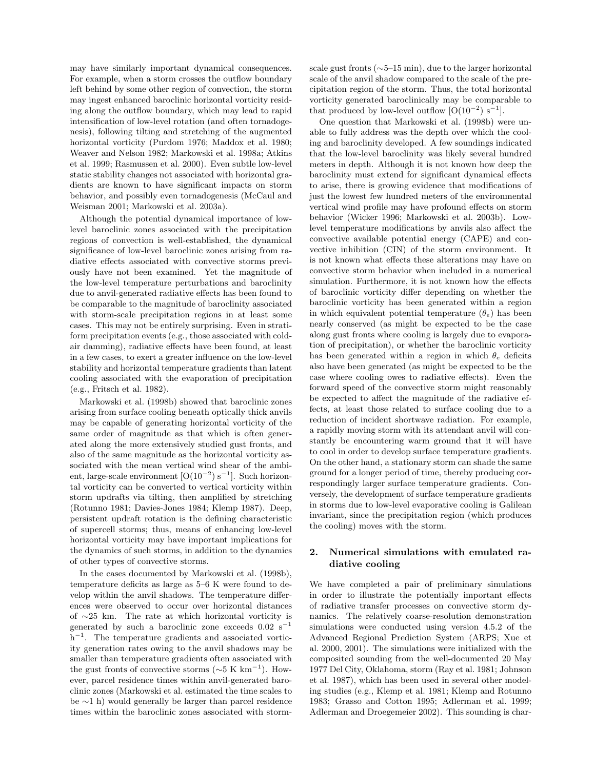may have similarly important dynamical consequences. For example, when a storm crosses the outflow boundary left behind by some other region of convection, the storm may ingest enhanced baroclinic horizontal vorticity residing along the outflow boundary, which may lead to rapid intensification of low-level rotation (and often tornadogenesis), following tilting and stretching of the augmented horizontal vorticity (Purdom 1976; Maddox et al. 1980; Weaver and Nelson 1982; Markowski et al. 1998a; Atkins et al. 1999; Rasmussen et al. 2000). Even subtle low-level static stability changes not associated with horizontal gradients are known to have significant impacts on storm behavior, and possibly even tornadogenesis (McCaul and Weisman 2001; Markowski et al. 2003a).

Although the potential dynamical importance of low-level baroclinic zones associated with the precipitation regions of convection is well-established, the dynamical significance of low-level baroclinic zones arising from radiative effects associated with convective storms previously have not been examined. Yet the magnitude of the low-level temperature perturbations and baroclinity due to anvil-generated radiative effects has been found to be comparable to the magnitude of baroclinity associated with storm-scale precipitation regions in at least some cases. This may not be entirely surprising. Even in stratiform precipitation events (e.g., those associated with cold-air damming), radiative effects have been found, at least in a few cases, to exert a greater influence on the low-level stability and horizontal temperature gradients than latent cooling associated with the evaporation of precipitation (e.g., Fritsch et al. 1982).

Markowski et al. (1998b) showed that baroclinic zones arising from surface cooling beneath optically thick anvils may be capable of generating horizontal vorticity of the same order of magnitude as that which is often generated along the more extensively studied gust fronts, and also of the same magnitude as the horizontal vorticity associated with the mean vertical wind shear of the ambient, large-scale environment [O($10^{-2}$) s$^{-1}$]. Such horizontal vorticity can be converted to vertical vorticity within storm updrafts via tilting, then amplified by stretching (Rotunno 1981; Davies-Jones 1984; Klemp 1987). Deep, persistent updraft rotation is the defining characteristic of supercell storms; thus, means of enhancing low-level horizontal vorticity may have important implications for the dynamics of such storms, in addition to the dynamics of other types of convective storms.

In the cases documented by Markowski et al. (1998b), temperature deficits as large as 5–6 K were found to develop within the anvil shadows. The temperature differences were observed to occur over horizontal distances of ∼25 km. The rate at which horizontal vorticity is generated by such a baroclinic zone exceeds 0.02 s$^{-1}$ h$^{-1}$. The temperature gradients and associated vorticity generation rates owing to the anvil shadows may be smaller than temperature gradients often associated with the gust fronts of convective storms (∼5 K km$^{-1}$). However, parcel residence times within anvil-generated baroclinic zones (Markowski et al. estimated the time scales to be ∼1 h) would generally be larger than parcel residence times within the baroclinic zones associated with storm-scale gust fronts (∼5–15 min), due to the larger horizontal scale of the anvil shadow compared to the scale of the precipitation region of the storm. Thus, the total horizontal vorticity generated baroclinically may be comparable to that produced by low-level outflow [O($10^{-2}$) s$^{-1}$].

One question that Markowski et al. (1998b) were unable to fully address was the depth over which the cooling and baroclinity developed. A few soundings indicated that the low-level baroclinity was likely several hundred meters in depth. Although it is not known how deep the baroclinity must extend for significant dynamical effects to arise, there is growing evidence that modifications of just the lowest few hundred meters of the environmental vertical wind profile may have profound effects on storm behavior (Wicker 1996; Markowski et al. 2003b). Low-level temperature modifications by anvils also affect the convective available potential energy (CAPE) and convective inhibition (CIN) of the storm environment. It is not known what effects these alterations may have on convective storm behavior when included in a numerical simulation. Furthermore, it is not known how the effects of baroclinic vorticity differ depending on whether the baroclinic vorticity has been generated within a region in which equivalent potential temperature ($\theta_e$) has been nearly conserved (as might be expected to be the case along gust fronts where cooling is largely due to evaporation of precipitation), or whether the baroclinic vorticity has been generated within a region in which $\theta_e$ deficits also have been generated (as might be expected to be the case where cooling owes to radiative effects). Even the forward speed of the convective storm might reasonably be expected to affect the magnitude of the radiative effects, at least those related to surface cooling due to a reduction of incident shortwave radiation. For example, a rapidly moving storm with its attendant anvil will constantly be encountering warm ground that it will have to cool in order to develop surface temperature gradients. On the other hand, a stationary storm can shade the same ground for a longer period of time, thereby producing correspondingly larger surface temperature gradients. Conversely, the development of surface temperature gradients in storms due to low-level evaporative cooling is Galilean invariant, since the precipitation region (which produces the cooling) moves with the storm.

## 2. Numerical simulations with emulated radiative cooling

We have completed a pair of preliminary simulations in order to illustrate the potentially important effects of radiative transfer processes on convective storm dynamics. The relatively coarse-resolution demonstration simulations were conducted using version 4.5.2 of the Advanced Regional Prediction System (ARPS; Xue et al. 2000, 2001). The simulations were initialized with the composited sounding from the well-documented 20 May 1977 Del City, Oklahoma, storm (Ray et al. 1981; Johnson et al. 1987), which has been used in several other modeling studies (e.g., Klemp et al. 1981; Klemp and Rotunno 1983; Grasso and Cotton 1995; Adlerman et al. 1999; Adlerman and Droegemeier 2002). This sounding is char-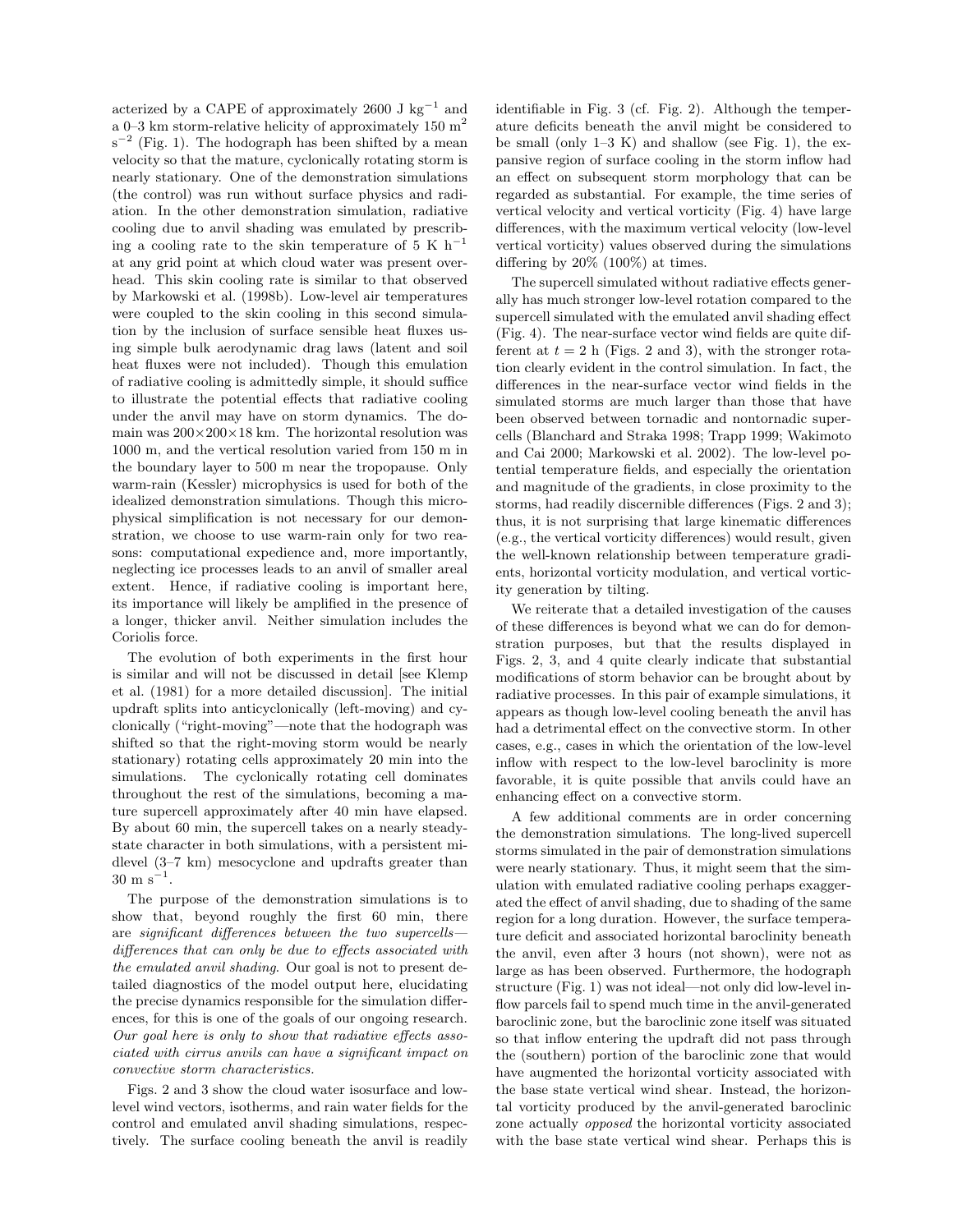acterized by a CAPE of approximately 2600 J kg$^{-1}$ and a 0–3 km storm-relative helicity of approximately 150 m$^2$ s$^{-2}$ (Fig. 1). The hodograph has been shifted by a mean velocity so that the mature, cyclonically rotating storm is nearly stationary. One of the demonstration simulations (the control) was run without surface physics and radiation. In the other demonstration simulation, radiative cooling due to anvil shading was emulated by prescribing a cooling rate to the skin temperature of 5 K h$^{-1}$ at any grid point at which cloud water was present overhead. This skin cooling rate is similar to that observed by Markowski et al. (1998b). Low-level air temperatures were coupled to the skin cooling in this second simulation by the inclusion of surface sensible heat fluxes using simple bulk aerodynamic drag laws (latent and soil heat fluxes were not included). Though this emulation of radiative cooling is admittedly simple, it should suffice to illustrate the potential effects that radiative cooling under the anvil may have on storm dynamics. The domain was 200×200×18 km. The horizontal resolution was 1000 m, and the vertical resolution varied from 150 m in the boundary layer to 500 m near the tropopause. Only warm-rain (Kessler) microphysics is used for both of the idealized demonstration simulations. Though this microphysical simplification is not necessary for our demonstration, we choose to use warm-rain only for two reasons: computational expedience and, more importantly, neglecting ice processes leads to an anvil of smaller areal extent. Hence, if radiative cooling is important here, its importance will likely be amplified in the presence of a longer, thicker anvil. Neither simulation includes the Coriolis force.

The evolution of both experiments in the first hour is similar and will not be discussed in detail [see Klemp et al. (1981) for a more detailed discussion]. The initial updraft splits into anticyclonically (left-moving) and cyclonically ("right-moving"—note that the hodograph was shifted so that the right-moving storm would be nearly stationary) rotating cells approximately 20 min into the simulations. The cyclonically rotating cell dominates throughout the rest of the simulations, becoming a mature supercell approximately after 40 min have elapsed. By about 60 min, the supercell takes on a nearly steady-state character in both simulations, with a persistent midlevel (3–7 km) mesocyclone and updrafts greater than 30 m s$^{-1}$.

The purpose of the demonstration simulations is to show that, beyond roughly the first 60 min, there are *significant differences between the two supercells—differences that can only be due to effects associated with the emulated anvil shading*. Our goal is not to present detailed diagnostics of the model output here, elucidating the precise dynamics responsible for the simulation differences, for this is one of the goals of our ongoing research. *Our goal here is only to show that radiative effects associated with cirrus anvils can have a significant impact on convective storm characteristics.*

Figs. 2 and 3 show the cloud water isosurface and low-level wind vectors, isotherms, and rain water fields for the control and emulated anvil shading simulations, respectively. The surface cooling beneath the anvil is readily identifiable in Fig. 3 (cf. Fig. 2). Although the temperature deficits beneath the anvil might be considered to be small (only 1–3 K) and shallow (see Fig. 1), the expansive region of surface cooling in the storm inflow had an effect on subsequent storm morphology that can be regarded as substantial. For example, the time series of vertical velocity and vertical vorticity (Fig. 4) have large differences, with the maximum vertical velocity (low-level vertical vorticity) values observed during the simulations differing by 20% (100%) at times.

The supercell simulated without radiative effects generally has much stronger low-level rotation compared to the supercell simulated with the emulated anvil shading effect (Fig. 4). The near-surface vector wind fields are quite different at $t = 2$ h (Figs. 2 and 3), with the stronger rotation clearly evident in the control simulation. In fact, the differences in the near-surface vector wind fields in the simulated storms are much larger than those that have been observed between tornadic and nontornadic supercells (Blanchard and Straka 1998; Trapp 1999; Wakimoto and Cai 2000; Markowski et al. 2002). The low-level potential temperature fields, and especially the orientation and magnitude of the gradients, in close proximity to the storms, had readily discernible differences (Figs. 2 and 3); thus, it is not surprising that large kinematic differences (e.g., the vertical vorticity differences) would result, given the well-known relationship between temperature gradients, horizontal vorticity modulation, and vertical vorticity generation by tilting.

We reiterate that a detailed investigation of the causes of these differences is beyond what we can do for demonstration purposes, but that the results displayed in Figs. 2, 3, and 4 quite clearly indicate that substantial modifications of storm behavior can be brought about by radiative processes. In this pair of example simulations, it appears as though low-level cooling beneath the anvil has had a detrimental effect on the convective storm. In other cases, e.g., cases in which the orientation of the low-level inflow with respect to the low-level baroclinity is more favorable, it is quite possible that anvils could have an enhancing effect on a convective storm.

A few additional comments are in order concerning the demonstration simulations. The long-lived supercell storms simulated in the pair of demonstration simulations were nearly stationary. Thus, it might seem that the simulation with emulated radiative cooling perhaps exaggerated the effect of anvil shading, due to shading of the same region for a long duration. However, the surface temperature deficit and associated horizontal baroclinity beneath the anvil, even after 3 hours (not shown), were not as large as has been observed. Furthermore, the hodograph structure (Fig. 1) was not ideal—not only did low-level inflow parcels fail to spend much time in the anvil-generated baroclinic zone, but the baroclinic zone itself was situated so that inflow entering the updraft did not pass through the (southern) portion of the baroclinic zone that would have augmented the horizontal vorticity associated with the base state vertical wind shear. Instead, the horizontal vorticity produced by the anvil-generated baroclinic zone actually *opposed* the horizontal vorticity associated with the base state vertical wind shear. Perhaps this is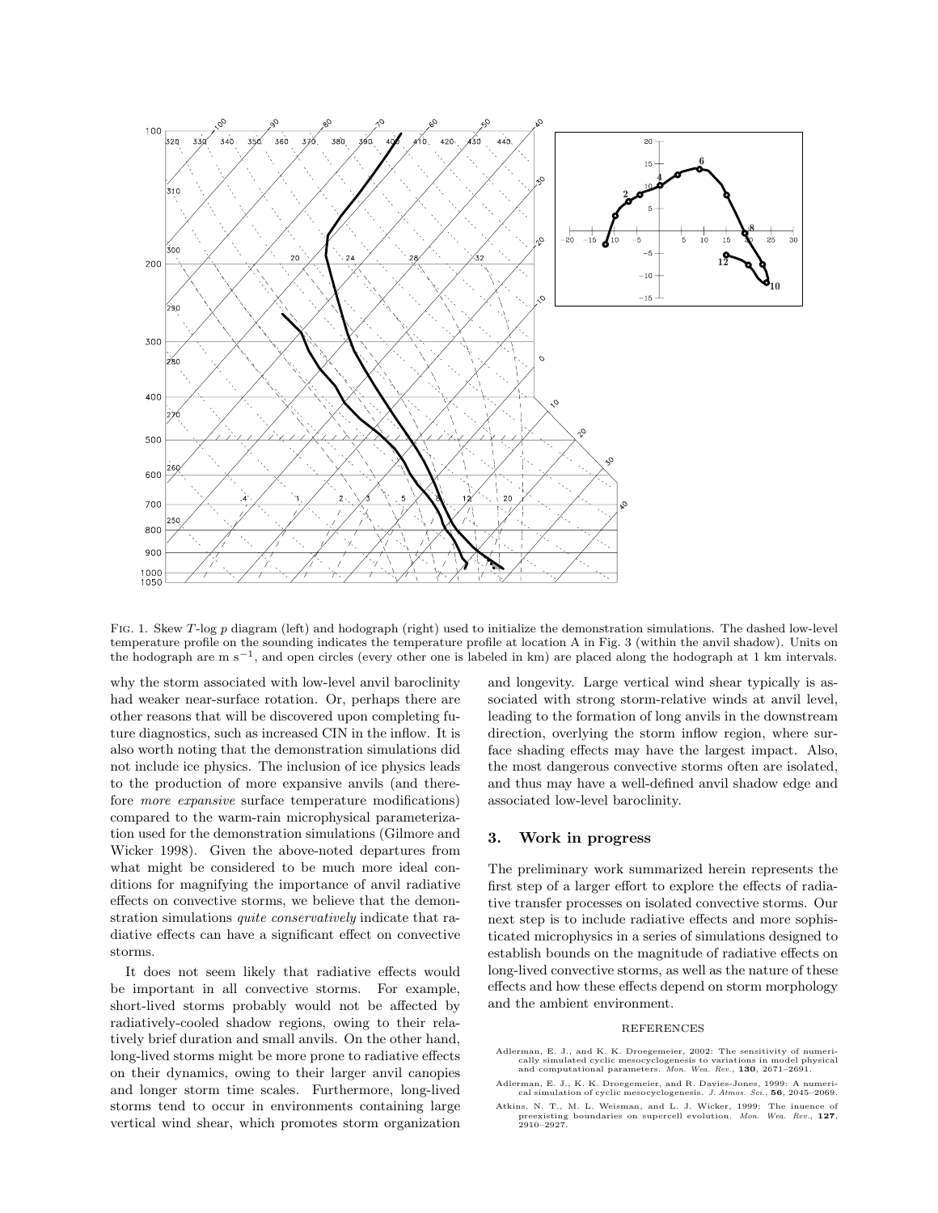FIG. 1. Skew $T$-log $p$ diagram (left) and hodograph (right) used to initialize the demonstration simulations. The dashed low-level temperature profile on the sounding indicates the temperature profile at location A in Fig. 3 (within the anvil shadow). Units on the hodograph are m s$^{-1}$, and open circles (every other one is labeled in km) are placed along the hodograph at 1 km intervals.

why the storm associated with low-level anvil baroclinity had weaker near-surface rotation. Or, perhaps there are other reasons that will be discovered upon completing future diagnostics, such as increased CIN in the inflow. It is also worth noting that the demonstration simulations did not include ice physics. The inclusion of ice physics leads to the production of more expansive anvils (and therefore *more expansive* surface temperature modifications) compared to the warm-rain microphysical parameterization used for the demonstration simulations (Gilmore and Wicker 1998). Given the above-noted departures from what might be considered to be much more ideal conditions for magnifying the importance of anvil radiative effects on convective storms, we believe that the demonstration simulations *quite conservatively* indicate that radiative effects can have a significant effect on convective storms.

It does not seem likely that radiative effects would be important in all convective storms. For example, short-lived storms probably would not be affected by radiatively-cooled shadow regions, owing to their relatively brief duration and small anvils. On the other hand, long-lived storms might be more prone to radiative effects on their dynamics, owing to their larger anvil canopies and longer storm time scales. Furthermore, long-lived storms tend to occur in environments containing large vertical wind shear, which promotes storm organization and longevity. Large vertical wind shear typically is associated with strong storm-relative winds at anvil level, leading to the formation of long anvils in the downstream direction, overlying the storm inflow region, where surface shading effects may have the largest impact. Also, the most dangerous convective storms often are isolated, and thus may have a well-defined anvil shadow edge and associated low-level baroclinity.

## 3. Work in progress

The preliminary work summarized herein represents the first step of a larger effort to explore the effects of radiative transfer processes on isolated convective storms. Our next step is to include radiative effects and more sophisticated microphysics in a series of simulations designed to establish bounds on the magnitude of radiative effects on long-lived convective storms, as well as the nature of these effects and how these effects depend on storm morphology and the ambient environment.

### REFERENCES

Adlerman, E. J., and K. K. Droegemeier, 2002: The sensitivity of numerically simulated cyclic mesocyclogenesis to variations in model physical and computational parameters. *Mon. Wea. Rev.*, **130**, 2671–2691.

Adlerman, E. J., K. K. Droegemeier, and R. Davies-Jones, 1999: A numerical simulation of cyclic mesocyclogenesis. *J. Atmos. Sci.*, **56**, 2045–2069.

Atkins, N. T., M. L. Weisman, and L. J. Wicker, 1999: The inuence of preexisting boundaries on supercell evolution. *Mon. Wea. Rev.*, **127**, 2910–2927.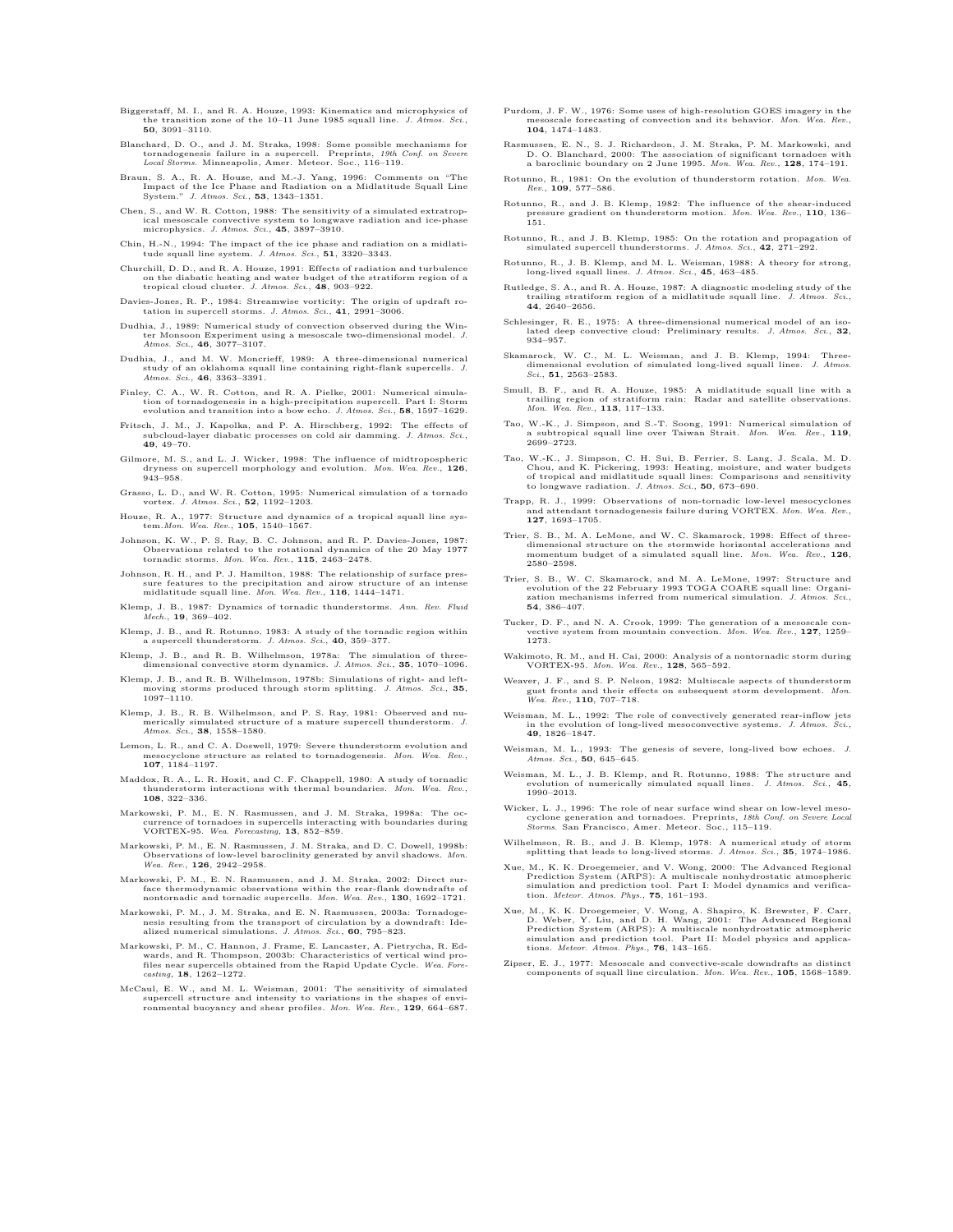Biggerstaff, M. I., and R. A. Houze, 1993: Kinematics and microphysics of the transition zone of the 10–11 June 1985 squall line. *J. Atmos. Sci.*, **50**, 3091–3110.

Blanchard, D. O., and J. M. Straka, 1998: Some possible mechanisms for tornadogenesis failure in a supercell. Preprints, *19th Conf. on Severe Local Storms.* Minneapolis, Amer. Meteor. Soc., 116–119.

Braun, S. A., R. A. Houze, and M.-J. Yang, 1996: Comments on "The Impact of the Ice Phase and Radiation on a Midlatitude Squall Line System." *J. Atmos. Sci.*, **53**, 1343–1351.

Chen, S., and W. R. Cotton, 1988: The sensitivity of a simulated extratropical mesoscale convective system to longwave radiation and ice-phase microphysics. *J. Atmos. Sci.*, **45**, 3897–3910.

Chin, H.-N., 1994: The impact of the ice phase and radiation on a midlatitude squall line system. *J. Atmos. Sci.*, **51**, 3320–3343.

Churchill, D. D., and R. A. Houze, 1991: Effects of radiation and turbulence on the diabatic heating and water budget of the stratiform region of a tropical cloud cluster. *J. Atmos. Sci.*, **48**, 903–922.

Davies-Jones, R. P., 1984: Streamwise vorticity: The origin of updraft rotation in supercell storms. *J. Atmos. Sci.*, **41**, 2991–3006.

Dudhia, J., 1989: Numerical study of convection observed during the Winter Monsoon Experiment using a mesoscale two-dimensional model. *J. Atmos. Sci.*, **46**, 3077–3107.

Dudhia, J., and M. W. Moncrieff, 1989: A three-dimensional numerical study of an oklahoma squall line containing right-flank supercells. *J. Atmos. Sci.*, **46**, 3363–3391.

Finley, C. A., W. R. Cotton, and R. A. Pielke, 2001: Numerical simulation of tornadogenesis in a high-precipitation supercell. Part I: Storm evolution and transition into a bow echo. *J. Atmos. Sci.*, **58**, 1597–1629.

Fritsch, J. M., J. Kapolka, and P. A. Hirschberg, 1992: The effects of subcloud-layer diabatic processes on cold air damming. *J. Atmos. Sci.*, **49**, 49–70.

Gilmore, M. S., and L. J. Wicker, 1998: The influence of midtropospheric dryness on supercell morphology and evolution. *Mon. Wea. Rev.*, **126**, 943–958.

Grasso, L. D., and W. R. Cotton, 1995: Numerical simulation of a tornado vortex. *J. Atmos. Sci.*, **52**, 1192–1203.

Houze, R. A., 1977: Structure and dynamics of a tropical squall line system.*Mon. Wea. Rev.*, **105**, 1540–1567.

Johnson, K. W., P. S. Ray, B. C. Johnson, and R. P. Davies-Jones, 1987: Observations related to the rotational dynamics of the 20 May 1977 tornadic storms. *Mon. Wea. Rev.*, **115**, 2463–2478.

Johnson, R. H., and P. J. Hamilton, 1988: The relationship of surface pressure features to the precipitation and airow structure of an intense midlatitude squall line. *Mon. Wea. Rev.*, **116**, 1444–1471.

Klemp, J. B., 1987: Dynamics of tornadic thunderstorms. *Ann. Rev. Fluid Mech.*, **19**, 369–402.

Klemp, J. B., and R. Rotunno, 1983: A study of the tornadic region within a supercell thunderstorm. *J. Atmos. Sci.*, **40**, 359–377.

Klemp, J. B., and R. B. Wilhelmson, 1978a: The simulation of three-dimensional convective storm dynamics. *J. Atmos. Sci.*, **35**, 1070–1096.

Klemp, J. B., and R. B. Wilhelmson, 1978b: Simulations of right- and left-moving storms produced through storm splitting. *J. Atmos. Sci.*, **35**, 1097–1110.

Klemp, J. B., R. B. Wilhelmson, and P. S. Ray, 1981: Observed and numerically simulated structure of a mature supercell thunderstorm. *J. Atmos. Sci.*, **38**, 1558–1580.

Lemon, L. R., and C. A. Doswell, 1979: Severe thunderstorm evolution and mesocyclone structure as related to tornadogenesis. *Mon. Wea. Rev.*, **107**, 1184–1197.

Maddox, R. A., L. R. Hoxit, and C. F. Chappell, 1980: A study of tornadic thunderstorm interactions with thermal boundaries. *Mon. Wea. Rev.*, **108**, 322–336.

Markowski, P. M., E. N. Rasmussen, and J. M. Straka, 1998a: The occurrence of tornadoes in supercells interacting with boundaries during VORTEX-95. *Wea. Forecasting*, **13**, 852–859.

Markowski, P. M., E. N. Rasmussen, J. M. Straka, and D. C. Dowell, 1998b: Observations of low-level baroclinity generated by anvil shadows. *Mon. Wea. Rev.*, **126**, 2942–2958.

Markowski, P. M., E. N. Rasmussen, and J. M. Straka, 2002: Direct surface thermodynamic observations within the rear-flank downdrafts of nontornadic and tornadic supercells. *Mon. Wea. Rev.*, **130**, 1692–1721.

Markowski, P. M., J. M. Straka, and E. N. Rasmussen, 2003a: Tornadogenesis resulting from the transport of circulation by a downdraft: Idealized numerical simulations. *J. Atmos. Sci.*, **60**, 795–823.

Markowski, P. M., C. Hannon, J. Frame, E. Lancaster, A. Pietrycha, R. Edwards, and R. Thompson, 2003b: Characteristics of vertical wind profiles near supercells obtained from the Rapid Update Cycle. *Wea. Forecasting*, **18**, 1262–1272.

McCaul, E. W., and M. L. Weisman, 2001: The sensitivity of simulated supercell structure and intensity to variations in the shapes of environmental buoyancy and shear profiles. *Mon. Wea. Rev.*, **129**, 664–687.

Purdom, J. F. W., 1976: Some uses of high-resolution GOES imagery in the mesoscale forecasting of convection and its behavior. *Mon. Wea. Rev.*, **104**, 1474–1483.

Rasmussen, E. N., S. J. Richardson, J. M. Straka, P. M. Markowski, and D. O. Blanchard, 2000: The association of significant tornadoes with a baroclinic boundary on 2 June 1995. *Mon. Wea. Rev.*, **128**, 174–191.

Rotunno, R., 1981: On the evolution of thunderstorm rotation. *Mon. Wea. Rev.*, **109**, 577–586.

Rotunno, R., and J. B. Klemp, 1982: The influence of the shear-induced pressure gradient on thunderstorm motion. *Mon. Wea. Rev.*, **110**, 136–151.

Rotunno, R., and J. B. Klemp, 1985: On the rotation and propagation of simulated supercell thunderstorms. *J. Atmos. Sci.*, **42**, 271–292.

Rotunno, R., J. B. Klemp, and M. L. Weisman, 1988: A theory for strong, long-lived squall lines. *J. Atmos. Sci.*, **45**, 463–485.

Rutledge, S. A., and R. A. Houze, 1987: A diagnostic modeling study of the trailing stratiform region of a midlatitude squall line. *J. Atmos. Sci.*, **44**, 2640–2656.

Schlesinger, R. E., 1975: A three-dimensional numerical model of an isolated deep convective cloud: Preliminary results. *J. Atmos. Sci.*, **32**, 934–957.

Skamarock, W. C., M. L. Weisman, and J. B. Klemp, 1994: Three-dimensional evolution of simulated long-lived squall lines. *J. Atmos. Sci.*, **51**, 2563–2583.

Smull, B. F., and R. A. Houze, 1985: A midlatitude squall line with a trailing region of stratiform rain: Radar and satellite observations. *Mon. Wea. Rev.*, **113**, 117–133.

Tao, W.-K., J. Simpson, and S.-T. Soong, 1991: Numerical simulation of a subtropical squall line over Taiwan Strait. *Mon. Wea. Rev.*, **119**, 2699–2723.

Tao, W.-K., J. Simpson, C. H. Sui, B. Ferrier, S. Lang, J. Scala, M. D. Chou, and K. Pickering, 1993: Heating, moisture, and water budgets of tropical and midlatitude squall lines: Comparisons and sensitivity to longwave radiation. *J. Atmos. Sci.*, **50**, 673–690.

Trapp, R. J., 1999: Observations of non-tornadic low-level mesocyclones and attendant tornadogenesis failure during VORTEX. *Mon. Wea. Rev.*, **127**, 1693–1705.

Trier, S. B., M. A. LeMone, and W. C. Skamarock, 1998: Effect of three-dimensional structure on the stormwide horizontal accelerations and momentum budget of a simulated squall line. *Mon. Wea. Rev.*, **126**, 2580–2598.

Trier, S. B., W. C. Skamarock, and M. A. LeMone, 1997: Structure and evolution of the 22 February 1993 TOGA COARE squall line: Organization mechanisms inferred from numerical simulation. *J. Atmos. Sci.*, **54**, 386–407.

Tucker, D. F., and N. A. Crook, 1999: The generation of a mesoscale convective system from mountain convection. *Mon. Wea. Rev.*, **127**, 1259–1273.

Wakimoto, R. M., and H. Cai, 2000: Analysis of a nontornadic storm during VORTEX-95. *Mon. Wea. Rev.*, **128**, 565–592.

Weaver, J. F., and S. P. Nelson, 1982: Multiscale aspects of thunderstorm gust fronts and their effects on subsequent storm development. *Mon. Wea. Rev.*, **110**, 707–718.

Weisman, M. L., 1992: The role of convectively generated rear-inflow jets in the evolution of long-lived mesoconvective systems. *J. Atmos. Sci.*, **49**, 1826–1847.

Weisman, M. L., 1993: The genesis of severe, long-lived bow echoes. *J. Atmos. Sci.*, **50**, 645–645.

Weisman, M. L., J. B. Klemp, and R. Rotunno, 1988: The structure and evolution of numerically simulated squall lines. *J. Atmos. Sci.*, **45**, 1990–2013.

Wicker, L. J., 1996: The role of near surface wind shear on low-level mesocyclone generation and tornadoes. Preprints, *18th Conf. on Severe Local Storms.* San Francisco, Amer. Meteor. Soc., 115–119.

Wilhelmson, R. B., and J. B. Klemp, 1978: A numerical study of storm splitting that leads to long-lived storms. *J. Atmos. Sci.*, **35**, 1974–1986.

Xue, M., K. K. Droegemeier, and V. Wong, 2000: The Advanced Regional Prediction System (ARPS): A multiscale nonhydrostatic atmospheric simulation and prediction tool. Part I: Model dynamics and verification. *Meteor. Atmos. Phys.*, **75**, 161–193.

Xue, M., K. K. Droegemeier, V. Wong, A. Shapiro, K. Brewster, F. Carr, D. Weber, Y. Liu, and D. H. Wang, 2001: The Advanced Regional Prediction System (ARPS): A multiscale nonhydrostatic atmospheric simulation and prediction tool. Part II: Model physics and applications. *Meteor. Atmos. Phys.*, **76**, 143–165.

Zipser, E. J., 1977: Mesoscale and convective-scale downdrafts as distinct components of squall line circulation. *Mon. Wea. Rev.*, **105**, 1568–1589.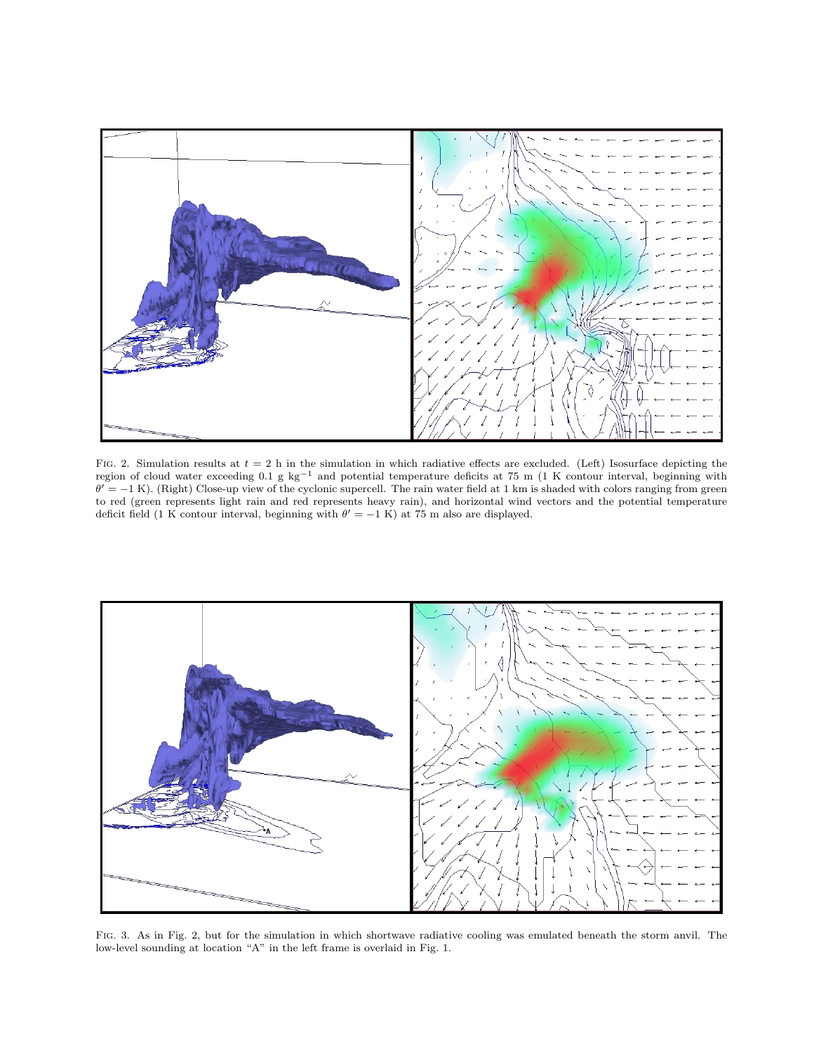FIG. 2. Simulation results at $t = 2$ h in the simulation in which radiative effects are excluded. (Left) Isosurface depicting the region of cloud water exceeding 0.1 g kg$^{-1}$ and potential temperature deficits at 75 m (1 K contour interval, beginning with $\theta' = -1$ K). (Right) Close-up view of the cyclonic supercell. The rain water field at 1 km is shaded with colors ranging from green to red (green represents light rain and red represents heavy rain), and horizontal wind vectors and the potential temperature deficit field (1 K contour interval, beginning with $\theta' = -1$ K) at 75 m also are displayed.

FIG. 3. As in Fig. 2, but for the simulation in which shortwave radiative cooling was emulated beneath the storm anvil. The low-level sounding at location "A" in the left frame is overlaid in Fig. 1.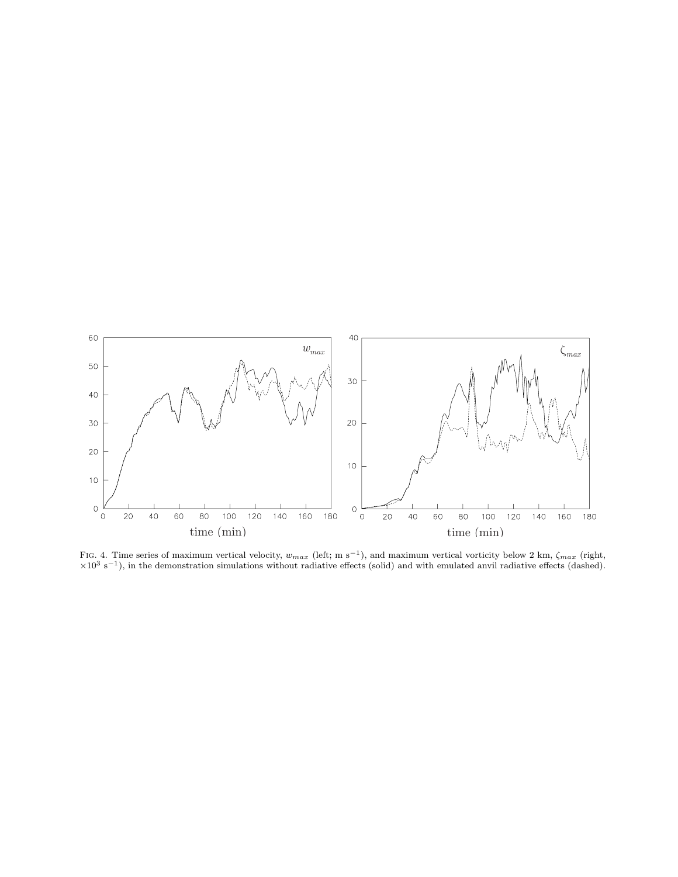60

50

40

30

20

10

0

0 20 40 60 80 100 120 140 160 180

time (min)

$w_{max}$

40

30

20

10

0

0 20 40 60 80 100 120 140 160 180

time (min)

$\zeta_{max}$

FIG. 4. Time series of maximum vertical velocity, $w_{max}$ (left; m s$^{-1}$), and maximum vertical vorticity below 2 km, $\zeta_{max}$ (right, $\times 10^3$ s$^{-1}$), in the demonstration simulations without radiative effects (solid) and with emulated anvil radiative effects (dashed).